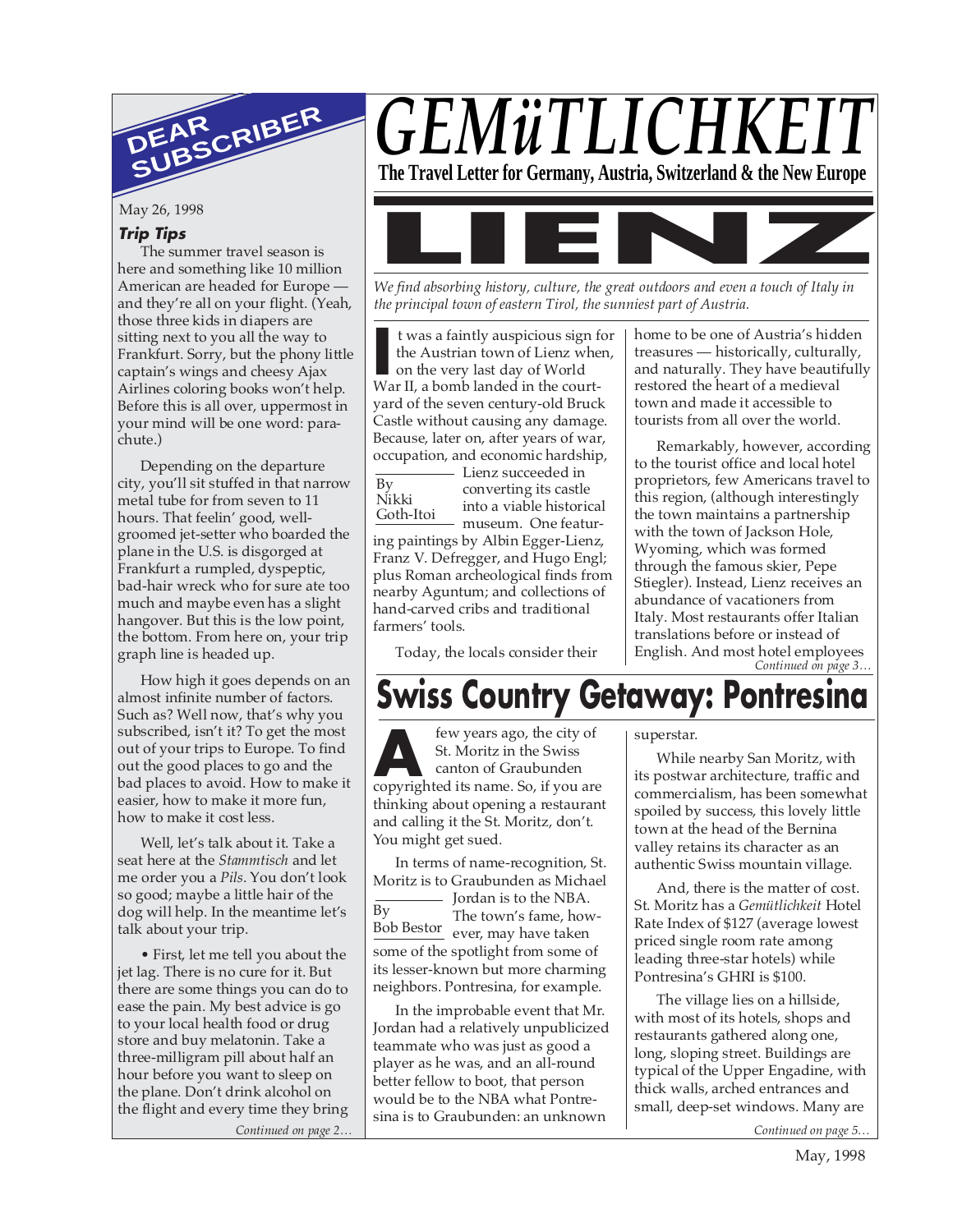# GEMüTLICHKEIT

**The Travel Letter for Germany, Austria, Switzerland & the New Europe**

## DEAR SUBSCRIBER

May 26, 1998

### *Trip Tips*

The summer travel season is here and something like 10 million American are headed for Europe — and they're all on your flight. (Yeah, those three kids in diapers are sitting next to you all the way to Frankfurt. Sorry, but the phony little captain's wings and cheesy Ajax Airlines coloring books won't help. Before this is all over, uppermost in your mind will be one word: parachute.)

Depending on the departure city, you'll sit stuffed in that narrow metal tube for from seven to 11 hours. That feelin' good, well-groomed jet-setter who boarded the plane in the U.S. is disgorged at Frankfurt a rumpled, dyspeptic, bad-hair wreck who for sure ate too much and maybe even has a slight hangover. But this is the low point, the bottom. From here on, your trip graph line is headed up.

How high it goes depends on an almost infinite number of factors. Such as? Well now, that's why you subscribed, isn't it? To get the most out of your trips to Europe. To find out the good places to go and the bad places to avoid. How to make it easier, how to make it more fun, how to make it cost less.

Well, let's talk about it. Take a seat here at the *Stammtisch* and let me order you a *Pils*. You don't look so good; maybe a little hair of the dog will help. In the meantime let's talk about your trip.

• First, let me tell you about the jet lag. There is no cure for it. But there are some things you can do to ease the pain. My best advice is go to your local health food or drug store and buy melatonin. Take a three-milligram pill about half an hour before you want to sleep on the plane. Don't drink alcohol on the flight and every time they bring

*Continued on page 2…*

## LIENZ

*We find absorbing history, culture, the great outdoors and even a touch of Italy in the principal town of eastern Tirol, the sunniest part of Austria.*

By Nikki Goth-Itoi

It was a faintly auspicious sign for the Austrian town of Lienz when, on the very last day of World War II, a bomb landed in the courtyard of the seven century-old Bruck Castle without causing any damage. Because, later on, after years of war, occupation, and economic hardship, Lienz succeeded in converting its castle into a viable historical museum. One featuring paintings by Albin Egger-Lienz, Franz V. Defregger, and Hugo Engl; plus Roman archeological finds from nearby Aguntum; and collections of hand-carved cribs and traditional farmers' tools.

Today, the locals consider their home to be one of Austria's hidden treasures — historically, culturally, and naturally. They have beautifully restored the heart of a medieval town and made it accessible to tourists from all over the world.

Remarkably, however, according to the tourist office and local hotel proprietors, few Americans travel to this region, (although interestingly the town maintains a partnership with the town of Jackson Hole, Wyoming, which was formed through the famous skier, Pepe Stiegler). Instead, Lienz receives an abundance of vacationers from Italy. Most restaurants offer Italian translations before or instead of English. And most hotel employees

*Continued on page 3…*

## Swiss Country Getaway: Pontresina

By Bob Bestor

A few years ago, the city of St. Moritz in the Swiss canton of Graubunden copyrighted its name. So, if you are thinking about opening a restaurant and calling it the St. Moritz, don't. You might get sued.

In terms of name-recognition, St. Moritz is to Graubunden as Michael Jordan is to the NBA. The town's fame, however, may have taken some of the spotlight from some of its lesser-known but more charming neighbors. Pontresina, for example.

In the improbable event that Mr. Jordan had a relatively unpublicized teammate who was just as good a player as he was, and an all-round better fellow to boot, that person would be to the NBA what Pontresina is to Graubunden: an unknown superstar.

While nearby San Moritz, with its postwar architecture, traffic and commercialism, has been somewhat spoiled by success, this lovely little town at the head of the Bernina valley retains its character as an authentic Swiss mountain village.

And, there is the matter of cost. St. Moritz has a *Gemütlichkeit* Hotel Rate Index of $127 (average lowest priced single room rate among leading three-star hotels) while Pontresina's GHRI is $100.

The village lies on a hillside, with most of its hotels, shops and restaurants gathered along one, long, sloping street. Buildings are typical of the Upper Engadine, with thick walls, arched entrances and small, deep-set windows. Many are

*Continued on page 5…*

May, 1998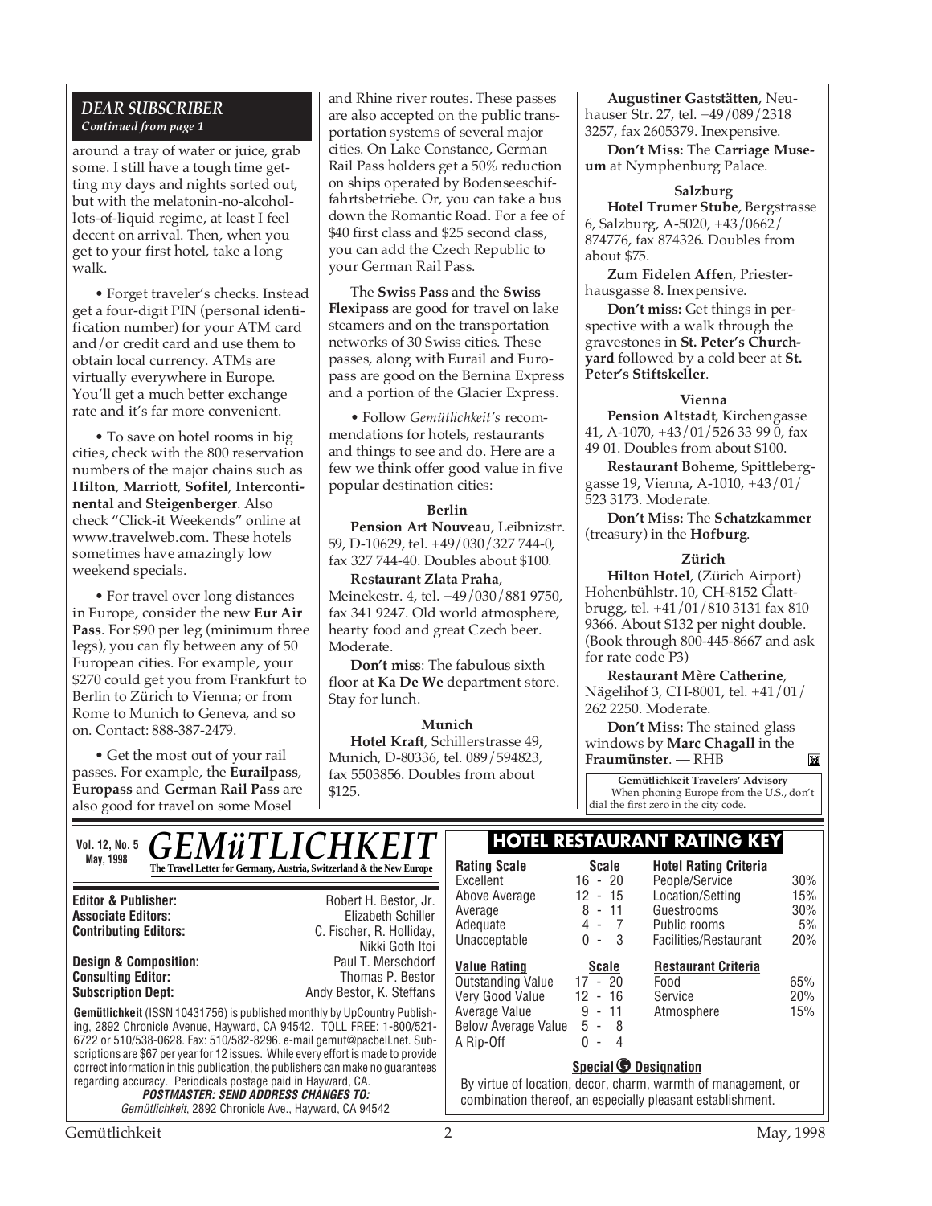## DEAR SUBSCRIBER

*Continued from page 1*

around a tray of water or juice, grab some. I still have a tough time getting my days and nights sorted out, but with the melatonin-no-alcohol-lots-of-liquid regime, at least I feel decent on arrival. Then, when you get to your first hotel, take a long walk.

• Forget traveler's checks. Instead get a four-digit PIN (personal identification number) for your ATM card and/or credit card and use them to obtain local currency. ATMs are virtually everywhere in Europe. You'll get a much better exchange rate and it's far more convenient.

• To save on hotel rooms in big cities, check with the 800 reservation numbers of the major chains such as **Hilton**, **Marriott**, **Sofitel**, **Intercontinental** and **Steigenberger**. Also check "Click-it Weekends" online at www.travelweb.com. These hotels sometimes have amazingly low weekend specials.

• For travel over long distances in Europe, consider the new **Eur Air Pass**. For $90 per leg (minimum three legs), you can fly between any of 50 European cities. For example, your $270 could get you from Frankfurt to Berlin to Zürich to Vienna; or from Rome to Munich to Geneva, and so on. Contact: 888-387-2479.

• Get the most out of your rail passes. For example, the **Eurailpass**, **Europass** and **German Rail Pass** are also good for travel on some Mosel and Rhine river routes. These passes are also accepted on the public transportation systems of several major cities. On Lake Constance, German Rail Pass holders get a 50% reduction on ships operated by Bodenseeschiffahrtsbetriebe. Or, you can take a bus down the Romantic Road. For a fee of $40 first class and $25 second class, you can add the Czech Republic to your German Rail Pass.

The **Swiss Pass** and the **Swiss Flexipass** are good for travel on lake steamers and on the transportation networks of 30 Swiss cities. These passes, along with Eurail and Europass are good on the Bernina Express and a portion of the Glacier Express.

• Follow *Gemütlichkeit's* recommendations for hotels, restaurants and things to see and do. Here are a few we think offer good value in five popular destination cities:

**Berlin**

**Pension Art Nouveau**, Leibnizstr. 59, D-10629, tel. +49/030/327 744-0, fax 327 744-40. Doubles about $100.

**Restaurant Zlata Praha**, Meinekestr. 4, tel. +49/030/881 9750, fax 341 9247. Old world atmosphere, hearty food and great Czech beer. Moderate.

**Don't miss**: The fabulous sixth floor at **Ka De We** department store. Stay for lunch.

**Munich**

**Hotel Kraft**, Schillerstrasse 49, Munich, D-80336, tel. 089/594823, fax 5503856. Doubles from about $125.

**Augustiner Gaststätten**, Neuhauser Str. 27, tel. +49/089/2318 3257, fax 2605379. Inexpensive.

**Don't Miss:** The **Carriage Museum** at Nymphenburg Palace.

**Salzburg**

**Hotel Trumer Stube**, Bergstrasse 6, Salzburg, A-5020, +43/0662/ 874776, fax 874326. Doubles from about $75.

**Zum Fidelen Affen**, Priesterhausgasse 8. Inexpensive.

**Don't miss:** Get things in perspective with a walk through the gravestones in **St. Peter's Churchyard** followed by a cold beer at **St. Peter's Stiftskeller**.

**Vienna**

**Pension Altstadt**, Kirchengasse 41, A-1070, +43/01/526 33 99 0, fax 49 01. Doubles from about $100.

**Restaurant Boheme**, Spittelberggasse 19, Vienna, A-1010, +43/01/ 523 3173. Moderate.

**Don't Miss:** The **Schatzkammer** (treasury) in the **Hofburg**.

**Zürich**

**Hilton Hotel**, (Zürich Airport) Hohenbühlstr. 10, CH-8152 Glattbrugg, tel. +41/01/810 3131 fax 810 9366. About $132 per night double. (Book through 800-445-8667 and ask for rate code P3)

**Restaurant Mère Catherine**, Nägelihof 3, CH-8001, tel. +41/01/ 262 2250. Moderate.

**Don't Miss:** The stained glass windows by **Marc Chagall** in the **Fraumünster**. — RHB

**Gemütlichkeit Travelers' Advisory**
When phoning Europe from the U.S., don't dial the first zero in the city code.

---

**Vol. 12, No. 5**
**May, 1998**

# GEMüTLICHKEIT

**The Travel Letter for Germany, Austria, Switzerland & the New Europe**

| | |
|---|---|
| **Editor & Publisher:** | Robert H. Bestor, Jr. |
| **Associate Editors:** | Elizabeth Schiller |
| **Contributing Editors:** | C. Fischer, R. Holliday, Nikki Goth Itoi |
| **Design & Composition:** | Paul T. Merschdorf |
| **Consulting Editor:** | Thomas P. Bestor |
| **Subscription Dept:** | Andy Bestor, K. Steffans |

**Gemütlichkeit** (ISSN 10431756) is published monthly by UpCountry Publishing, 2892 Chronicle Avenue, Hayward, CA 94542. TOLL FREE: 1-800/521-6722 or 510/538-0628. Fax: 510/582-8296. e-mail gemut@pacbell.net. Subscriptions are $67 per year for 12 issues. While every effort is made to provide correct information in this publication, the publishers can make no guarantees regarding accuracy. Periodicals postage paid in Hayward, CA.

***POSTMASTER: SEND ADDRESS CHANGES TO:***
*Gemütlichkeit*, 2892 Chronicle Ave., Hayward, CA 94542

## HOTEL RESTAURANT RATING KEY

| Rating Scale | Scale | Hotel Rating Criteria | |
|---|---|---|---|
| Excellent | 16 - 20 | People/Service | 30% |
| Above Average | 12 - 15 | Location/Setting | 15% |
| Average | 8 - 11 | Guestrooms | 30% |
| Adequate | 4 - 7 | Public rooms | 5% |
| Unacceptable | 0 - 3 | Facilities/Restaurant | 20% |

| Value Rating | Scale | Restaurant Criteria | |
|---|---|---|---|
| Outstanding Value | 17 - 20 | Food | 65% |
| Very Good Value | 12 - 16 | Service | 20% |
| Average Value | 9 - 11 | Atmosphere | 15% |
| Below Average Value | 5 - 8 | | |
| A Rip-Off | 0 - 4 | | |

**Special G Designation**

By virtue of location, decor, charm, warmth of management, or combination thereof, an especially pleasant establishment.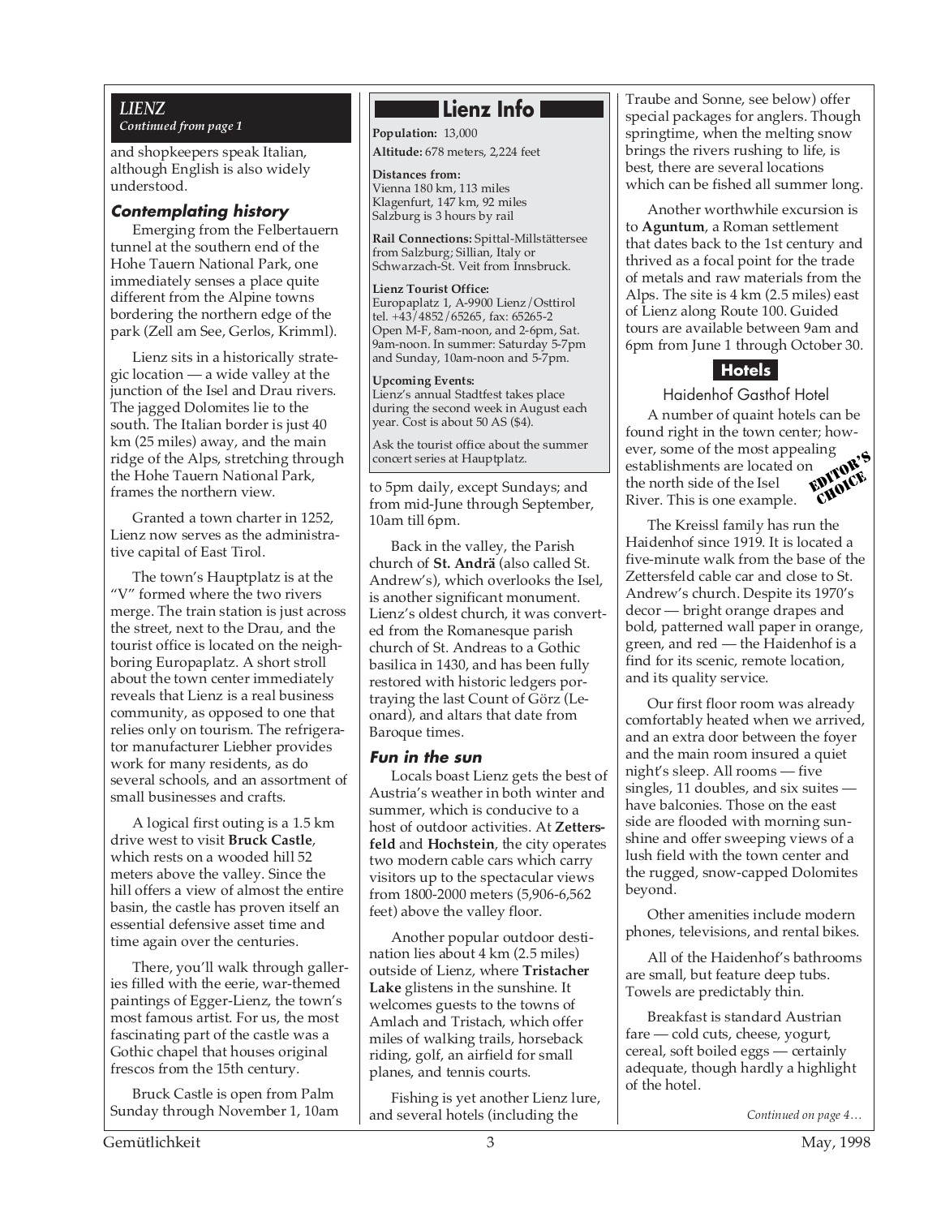## LIENZ

*Continued from page 1*

and shopkeepers speak Italian, although English is also widely understood.

### Contemplating history

Emerging from the Felbertauern tunnel at the southern end of the Hohe Tauern National Park, one immediately senses a place quite different from the Alpine towns bordering the northern edge of the park (Zell am See, Gerlos, Krimml).

Lienz sits in a historically strategic location — a wide valley at the junction of the Isel and Drau rivers. The jagged Dolomites lie to the south. The Italian border is just 40 km (25 miles) away, and the main ridge of the Alps, stretching through the Hohe Tauern National Park, frames the northern view.

Granted a town charter in 1252, Lienz now serves as the administrative capital of East Tirol.

The town's Hauptplatz is at the "V" formed where the two rivers merge. The train station is just across the street, next to the Drau, and the tourist office is located on the neighboring Europaplatz. A short stroll about the town center immediately reveals that Lienz is a real business community, as opposed to one that relies only on tourism. The refrigerator manufacturer Liebher provides work for many residents, as do several schools, and an assortment of small businesses and crafts.

A logical first outing is a 1.5 km drive west to visit **Bruck Castle**, which rests on a wooded hill 52 meters above the valley. Since the hill offers a view of almost the entire basin, the castle has proven itself an essential defensive asset time and time again over the centuries.

There, you'll walk through galleries filled with the eerie, war-themed paintings of Egger-Lienz, the town's most famous artist. For us, the most fascinating part of the castle was a Gothic chapel that houses original frescos from the 15th century.

Bruck Castle is open from Palm Sunday through November 1, 10am to 5pm daily, except Sundays; and from mid-June through September, 10am till 6pm.

Back in the valley, the Parish church of **St. Andrä** (also called St. Andrew's), which overlooks the Isel, is another significant monument. Lienz's oldest church, it was converted from the Romanesque parish church of St. Andreas to a Gothic basilica in 1430, and has been fully restored with historic ledgers portraying the last Count of Görz (Leonard), and altars that date from Baroque times.

### Fun in the sun

Locals boast Lienz gets the best of Austria's weather in both winter and summer, which is conducive to a host of outdoor activities. At **Zettersfeld** and **Hochstein**, the city operates two modern cable cars which carry visitors up to the spectacular views from 1800-2000 meters (5,906-6,562 feet) above the valley floor.

Another popular outdoor destination lies about 4 km (2.5 miles) outside of Lienz, where **Tristacher Lake** glistens in the sunshine. It welcomes guests to the towns of Amlach and Tristach, which offer miles of walking trails, horseback riding, golf, an airfield for small planes, and tennis courts.

Fishing is yet another Lienz lure, and several hotels (including the Traube and Sonne, see below) offer special packages for anglers. Though springtime, when the melting snow brings the rivers rushing to life, is best, there are several locations which can be fished all summer long.

Another worthwhile excursion is to **Aguntum**, a Roman settlement that dates back to the 1st century and thrived as a focal point for the trade of metals and raw materials from the Alps. The site is 4 km (2.5 miles) east of Lienz along Route 100. Guided tours are available between 9am and 6pm from June 1 through October 30.

## Lienz Info

**Population:** 13,000

**Altitude:** 678 meters, 2,224 feet

**Distances from:**
Vienna 180 km, 113 miles
Klagenfurt, 147 km, 92 miles
Salzburg is 3 hours by rail

**Rail Connections:** Spittal-Millstättersee from Salzburg; Sillian, Italy or Schwarzach-St. Veit from Innsbruck.

**Lienz Tourist Office:**
Europaplatz 1, A-9900 Lienz/Osttirol
tel. +43/4852/65265, fax: 65265-2
Open M-F, 8am-noon, and 2-6pm, Sat. 9am-noon. In summer: Saturday 5-7pm and Sunday, 10am-noon and 5-7pm.

**Upcoming Events:**
Lienz's annual Stadtfest takes place during the second week in August each year. Cost is about 50 AS ($4).

Ask the tourist office about the summer concert series at Hauptplatz.

## Hotels

### Haidenhof Gasthof Hotel

EDITOR'S CHOICE

A number of quaint hotels can be found right in the town center; however, some of the most appealing establishments are located on the north side of the Isel River. This is one example.

The Kreissl family has run the Haidenhof since 1919. It is located a five-minute walk from the base of the Zettersfeld cable car and close to St. Andrew's church. Despite its 1970's decor — bright orange drapes and bold, patterned wall paper in orange, green, and red — the Haidenhof is a find for its scenic, remote location, and its quality service.

Our first floor room was already comfortably heated when we arrived, and an extra door between the foyer and the main room insured a quiet night's sleep. All rooms — five singles, 11 doubles, and six suites — have balconies. Those on the east side are flooded with morning sunshine and offer sweeping views of a lush field with the town center and the rugged, snow-capped Dolomites beyond.

Other amenities include modern phones, televisions, and rental bikes.

All of the Haidenhof's bathrooms are small, but feature deep tubs. Towels are predictably thin.

Breakfast is standard Austrian fare — cold cuts, cheese, yogurt, cereal, soft boiled eggs — certainly adequate, though hardly a highlight of the hotel.

*Continued on page 4…*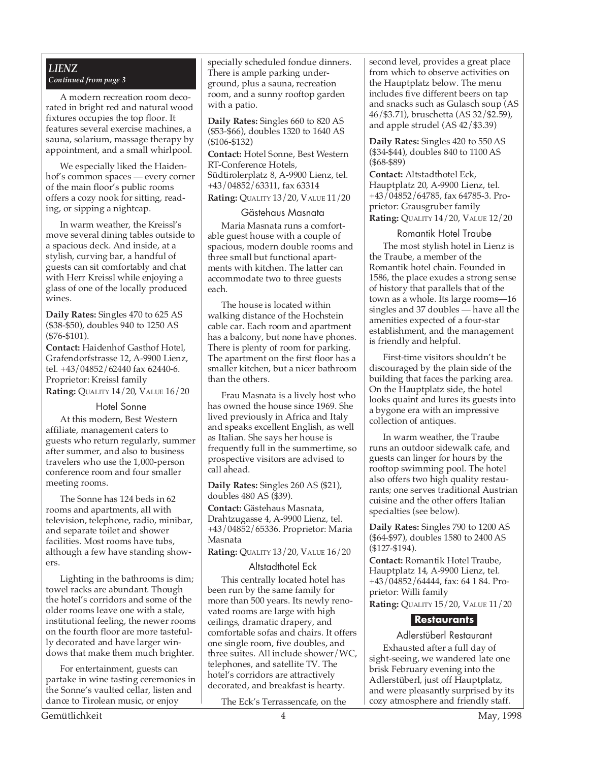## LIENZ

*Continued from page 3*

A modern recreation room decorated in bright red and natural wood fixtures occupies the top floor. It features several exercise machines, a sauna, solarium, massage therapy by appointment, and a small whirlpool.

We especially liked the Haidenhof's common spaces — every corner of the main floor's public rooms offers a cozy nook for sitting, reading, or sipping a nightcap.

In warm weather, the Kreissl's move several dining tables outside to a spacious deck. And inside, at a stylish, curving bar, a handful of guests can sit comfortably and chat with Herr Kreissl while enjoying a glass of one of the locally produced wines.

**Daily Rates:** Singles 470 to 625 AS ($38-$50), doubles 940 to 1250 AS ($76-$101).

**Contact:** Haidenhof Gasthof Hotel, Grafendorfstrasse 12, A-9900 Lienz, tel. +43/04852/62440 fax 62440-6. Proprietor: Kreissl family

**Rating:** QUALITY 14/20, VALUE 16/20

### Hotel Sonne

At this modern, Best Western affiliate, management caters to guests who return regularly, summer after summer, and also to business travelers who use the 1,000-person conference room and four smaller meeting rooms.

The Sonne has 124 beds in 62 rooms and apartments, all with television, telephone, radio, minibar, and separate toilet and shower facilities. Most rooms have tubs, although a few have standing showers.

Lighting in the bathrooms is dim; towel racks are abundant. Though the hotel's corridors and some of the older rooms leave one with a stale, institutional feeling, the newer rooms on the fourth floor are more tastefully decorated and have larger windows that make them much brighter.

For entertainment, guests can partake in wine tasting ceremonies in the Sonne's vaulted cellar, listen and dance to Tirolean music, or enjoy specially scheduled fondue dinners. There is ample parking underground, plus a sauna, recreation room, and a sunny rooftop garden with a patio.

**Daily Rates:** Singles 660 to 820 AS ($53-$66), doubles 1320 to 1640 AS ($106-$132)

**Contact:** Hotel Sonne, Best Western RT-Conference Hotels, Südtirolerplatz 8, A-9900 Lienz, tel. +43/04852/63311, fax 63314

**Rating:** QUALITY 13/20, VALUE 11/20

### Gästehaus Masnata

Maria Masnata runs a comfortable guest house with a couple of spacious, modern double rooms and three small but functional apartments with kitchen. The latter can accommodate two to three guests each.

The house is located within walking distance of the Hochstein cable car. Each room and apartment has a balcony, but none have phones. There is plenty of room for parking. The apartment on the first floor has a smaller kitchen, but a nicer bathroom than the others.

Frau Masnata is a lively host who has owned the house since 1969. She lived previously in Africa and Italy and speaks excellent English, as well as Italian. She says her house is frequently full in the summertime, so prospective visitors are advised to call ahead.

**Daily Rates:** Singles 260 AS ($21), doubles 480 AS ($39).

**Contact:** Gästehaus Masnata, Drahtzugasse 4, A-9900 Lienz, tel. +43/04852/65336. Proprietor: Maria Masnata

**Rating:** QUALITY 13/20, VALUE 16/20

### Altstadthotel Eck

This centrally located hotel has been run by the same family for more than 500 years. Its newly renovated rooms are large with high ceilings, dramatic drapery, and comfortable sofas and chairs. It offers one single room, five doubles, and three suites. All include shower/WC, telephones, and satellite TV. The hotel's corridors are attractively decorated, and breakfast is hearty.

The Eck's Terrassencafe, on the second level, provides a great place from which to observe activities on the Hauptplatz below. The menu includes five different beers on tap and snacks such as Gulasch soup (AS 46/$3.71), bruschetta (AS 32/$2.59), and apple strudel (AS 42/$3.39)

**Daily Rates:** Singles 420 to 550 AS ($34-$44), doubles 840 to 1100 AS ($68-$89)

**Contact:** Altstadthotel Eck, Hauptplatz 20, A-9900 Lienz, tel. +43/04852/64785, fax 64785-3. Proprietor: Grausgruber family

**Rating:** QUALITY 14/20, VALUE 12/20

### Romantik Hotel Traube

The most stylish hotel in Lienz is the Traube, a member of the Romantik hotel chain. Founded in 1586, the place exudes a strong sense of history that parallels that of the town as a whole. Its large rooms—16 singles and 37 doubles — have all the amenities expected of a four-star establishment, and the management is friendly and helpful.

First-time visitors shouldn't be discouraged by the plain side of the building that faces the parking area. On the Hauptplatz side, the hotel looks quaint and lures its guests into a bygone era with an impressive collection of antiques.

In warm weather, the Traube runs an outdoor sidewalk cafe, and guests can linger for hours by the rooftop swimming pool. The hotel also offers two high quality restaurants; one serves traditional Austrian cuisine and the other offers Italian specialties (see below).

**Daily Rates:** Singles 790 to 1200 AS ($64-$97), doubles 1580 to 2400 AS ($127-$194).

**Contact:** Romantik Hotel Traube, Hauptplatz 14, A-9900 Lienz, tel. +43/04852/64444, fax: 64 1 84. Proprietor: Willi family

**Rating:** QUALITY 15/20, VALUE 11/20

## Restaurants

### Adlerstüberl Restaurant

Exhausted after a full day of sight-seeing, we wandered late one brisk February evening into the Adlerstüberl, just off Hauptplatz, and were pleasantly surprised by its cozy atmosphere and friendly staff.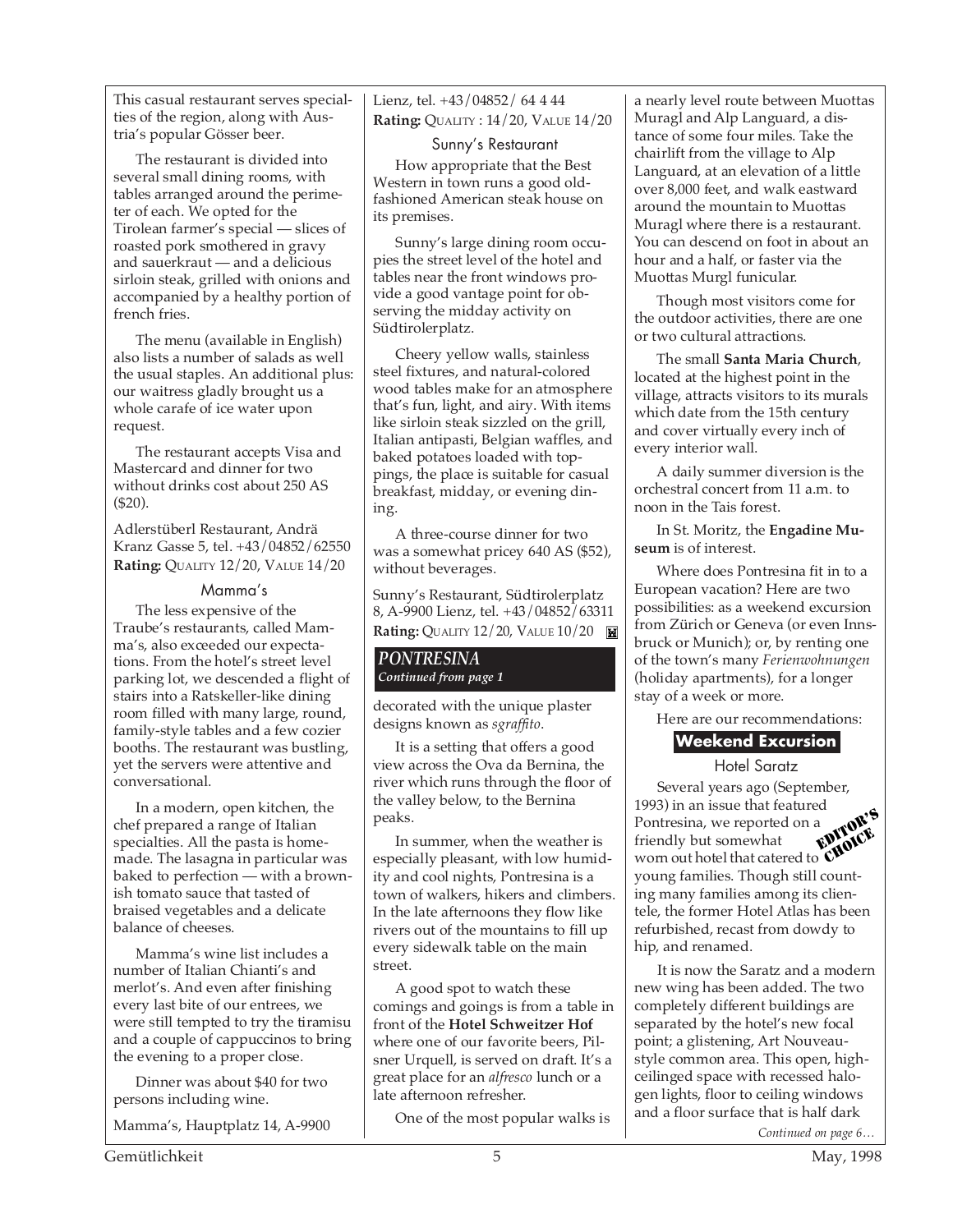This casual restaurant serves specialties of the region, along with Austria's popular Gösser beer.

The restaurant is divided into several small dining rooms, with tables arranged around the perimeter of each. We opted for the Tirolean farmer's special — slices of roasted pork smothered in gravy and sauerkraut — and a delicious sirloin steak, grilled with onions and accompanied by a healthy portion of french fries.

The menu (available in English) also lists a number of salads as well the usual staples. An additional plus: our waitress gladly brought us a whole carafe of ice water upon request.

The restaurant accepts Visa and Mastercard and dinner for two without drinks cost about 250 AS ($20).

Adlerstüberl Restaurant, Andrä Kranz Gasse 5, tel. +43/04852/62550
**Rating:** QUALITY 12/20, VALUE 14/20

### Mamma's

The less expensive of the Traube's restaurants, called Mamma's, also exceeded our expectations. From the hotel's street level parking lot, we descended a flight of stairs into a Ratskeller-like dining room filled with many large, round, family-style tables and a few cozier booths. The restaurant was bustling, yet the servers were attentive and conversational.

In a modern, open kitchen, the chef prepared a range of Italian specialties. All the pasta is homemade. The lasagna in particular was baked to perfection — with a brownish tomato sauce that tasted of braised vegetables and a delicate balance of cheeses.

Mamma's wine list includes a number of Italian Chianti's and merlot's. And even after finishing every last bite of our entrees, we were still tempted to try the tiramisu and a couple of cappuccinos to bring the evening to a proper close.

Dinner was about $40 for two persons including wine.

Mamma's, Hauptplatz 14, A-9900 Lienz, tel. +43/04852/ 64 4 44
**Rating:** QUALITY : 14/20, VALUE 14/20

### Sunny's Restaurant

How appropriate that the Best Western in town runs a good old-fashioned American steak house on its premises.

Sunny's large dining room occupies the street level of the hotel and tables near the front windows provide a good vantage point for observing the midday activity on Südtirolerplatz.

Cheery yellow walls, stainless steel fixtures, and natural-colored wood tables make for an atmosphere that's fun, light, and airy. With items like sirloin steak sizzled on the grill, Italian antipasti, Belgian waffles, and baked potatoes loaded with toppings, the place is suitable for casual breakfast, midday, or evening dining.

A three-course dinner for two was a somewhat pricey 640 AS ($52), without beverages.

Sunny's Restaurant, Südtirolerplatz 8, A-9900 Lienz, tel. +43/04852/63311
**Rating:** QUALITY 12/20, VALUE 10/20

## *PONTRESINA*
*Continued from page 1*

decorated with the unique plaster designs known as *sgraffito*.

It is a setting that offers a good view across the Ova da Bernina, the river which runs through the floor of the valley below, to the Bernina peaks.

In summer, when the weather is especially pleasant, with low humidity and cool nights, Pontresina is a town of walkers, hikers and climbers. In the late afternoons they flow like rivers out of the mountains to fill up every sidewalk table on the main street.

A good spot to watch these comings and goings is from a table in front of the **Hotel Schweitzer Hof** where one of our favorite beers, Pilsner Urquell, is served on draft. It's a great place for an *alfresco* lunch or a late afternoon refresher.

One of the most popular walks is a nearly level route between Muottas Muragl and Alp Languard, a distance of some four miles. Take the chairlift from the village to Alp Languard, at an elevation of a little over 8,000 feet, and walk eastward around the mountain to Muottas Muragl where there is a restaurant. You can descend on foot in about an hour and a half, or faster via the Muottas Murgl funicular.

Though most visitors come for the outdoor activities, there are one or two cultural attractions.

The small **Santa Maria Church**, located at the highest point in the village, attracts visitors to its murals which date from the 15th century and cover virtually every inch of every interior wall.

A daily summer diversion is the orchestral concert from 11 a.m. to noon in the Tais forest.

In St. Moritz, the **Engadine Museum** is of interest.

Where does Pontresina fit in to a European vacation? Here are two possibilities: as a weekend excursion from Zürich or Geneva (or even Innsbruck or Munich); or, by renting one of the town's many *Ferienwohnungen* (holiday apartments), for a longer stay of a week or more.

Here are our recommendations:

## Weekend Excursion

### Hotel Saratz

EDITOR'S CHOICE

Several years ago (September, 1993) in an issue that featured Pontresina, we reported on a friendly but somewhat worn out hotel that catered to young families. Though still counting many families among its clientele, the former Hotel Atlas has been refurbished, recast from dowdy to hip, and renamed.

It is now the Saratz and a modern new wing has been added. The two completely different buildings are separated by the hotel's new focal point; a glistening, Art Nouveau-style common area. This open, high-ceilinged space with recessed halogen lights, floor to ceiling windows and a floor surface that is half dark

*Continued on page 6…*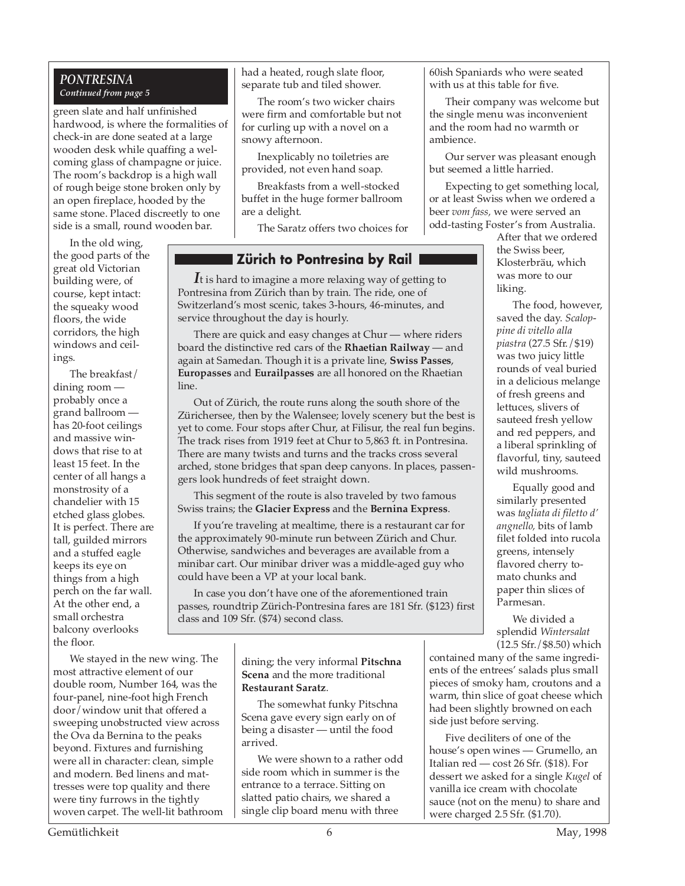## PONTRESINA

*Continued from page 5*

green slate and half unfinished hardwood, is where the formalities of check-in are done seated at a large wooden desk while quaffing a welcoming glass of champagne or juice. The room's backdrop is a high wall of rough beige stone broken only by an open fireplace, hooded by the same stone. Placed discreetly to one side is a small, round wooden bar.

In the old wing, the good parts of the great old Victorian building were, of course, kept intact: the squeaky wood floors, the wide corridors, the high windows and ceilings.

The breakfast/dining room — probably once a grand ballroom — has 20-foot ceilings and massive windows that rise to at least 15 feet. In the center of all hangs a monstrosity of a chandelier with 15 etched glass globes. It is perfect. There are tall, guilded mirrors and a stuffed eagle keeps its eye on things from a high perch on the far wall. At the other end, a small orchestra balcony overlooks the floor.

We stayed in the new wing. The most attractive element of our double room, Number 164, was the four-panel, nine-foot high French door/window unit that offered a sweeping unobstructed view across the Ova da Bernina to the peaks beyond. Fixtures and furnishing were all in character: clean, simple and modern. Bed linens and mattresses were top quality and there were tiny furrows in the tightly woven carpet. The well-lit bathroom had a heated, rough slate floor, separate tub and tiled shower.

The room's two wicker chairs were firm and comfortable but not for curling up with a novel on a snowy afternoon.

Inexplicably no toiletries are provided, not even hand soap.

Breakfasts from a well-stocked buffet in the huge former ballroom are a delight.

The Saratz offers two choices for dining; the very informal **Pitschna Scena** and the more traditional **Restaurant Saratz**.

The somewhat funky Pitschna Scena gave every sign early on of being a disaster — until the food arrived.

We were shown to a rather odd side room which in summer is the entrance to a terrace. Sitting on slatted patio chairs, we shared a single clip board menu with three 60ish Spaniards who were seated with us at this table for five.

Their company was welcome but the single menu was inconvenient and the room had no warmth or ambience.

Our server was pleasant enough but seemed a little harried.

Expecting to get something local, or at least Swiss when we ordered a beer *vom fass*, we were served an odd-tasting Foster's from Australia. After that we ordered the Swiss beer, Klosterbräu, which was more to our liking.

The food, however, saved the day. *Scaloppine di vitello alla piastra* (27.5 Sfr./$19) was two juicy little rounds of veal buried in a delicious melange of fresh greens and lettuces, slivers of sauteed fresh yellow and red peppers, and a liberal sprinkling of flavorful, tiny, sauteed wild mushrooms.

Equally good and similarly presented was *tagliata di filetto d' angnello,* bits of lamb filet folded into rucola greens, intensely flavored cherry tomato chunks and paper thin slices of Parmesan.

We divided a splendid *Wintersalat* (12.5 Sfr./$8.50) which contained many of the same ingredients of the entrees' salads plus small pieces of smoky ham, croutons and a warm, thin slice of goat cheese which had been slightly browned on each side just before serving.

Five deciliters of one of the house's open wines — Grumello, an Italian red — cost 26 Sfr. ($18). For dessert we asked for a single *Kugel* of vanilla ice cream with chocolate sauce (not on the menu) to share and were charged 2.5 Sfr. ($1.70).

### Zürich to Pontresina by Rail

It is hard to imagine a more relaxing way of getting to Pontresina from Zürich than by train. The ride, one of Switzerland's most scenic, takes 3-hours, 46-minutes, and service throughout the day is hourly.

There are quick and easy changes at Chur — where riders board the distinctive red cars of the **Rhaetian Railway** — and again at Samedan. Though it is a private line, **Swiss Passes**, **Europasses** and **Eurailpasses** are all honored on the Rhaetian line.

Out of Zürich, the route runs along the south shore of the Zürichersee, then by the Walensee; lovely scenery but the best is yet to come. Four stops after Chur, at Filisur, the real fun begins. The track rises from 1919 feet at Chur to 5,863 ft. in Pontresina. There are many twists and turns and the tracks cross several arched, stone bridges that span deep canyons. In places, passengers look hundreds of feet straight down.

This segment of the route is also traveled by two famous Swiss trains; the **Glacier Express** and the **Bernina Express**.

If you're traveling at mealtime, there is a restaurant car for the approximately 90-minute run between Zürich and Chur. Otherwise, sandwiches and beverages are available from a minibar cart. Our minibar driver was a middle-aged guy who could have been a VP at your local bank.

In case you don't have one of the aforementioned train passes, roundtrip Zürich-Pontresina fares are 181 Sfr. ($123) first class and 109 Sfr. ($74) second class.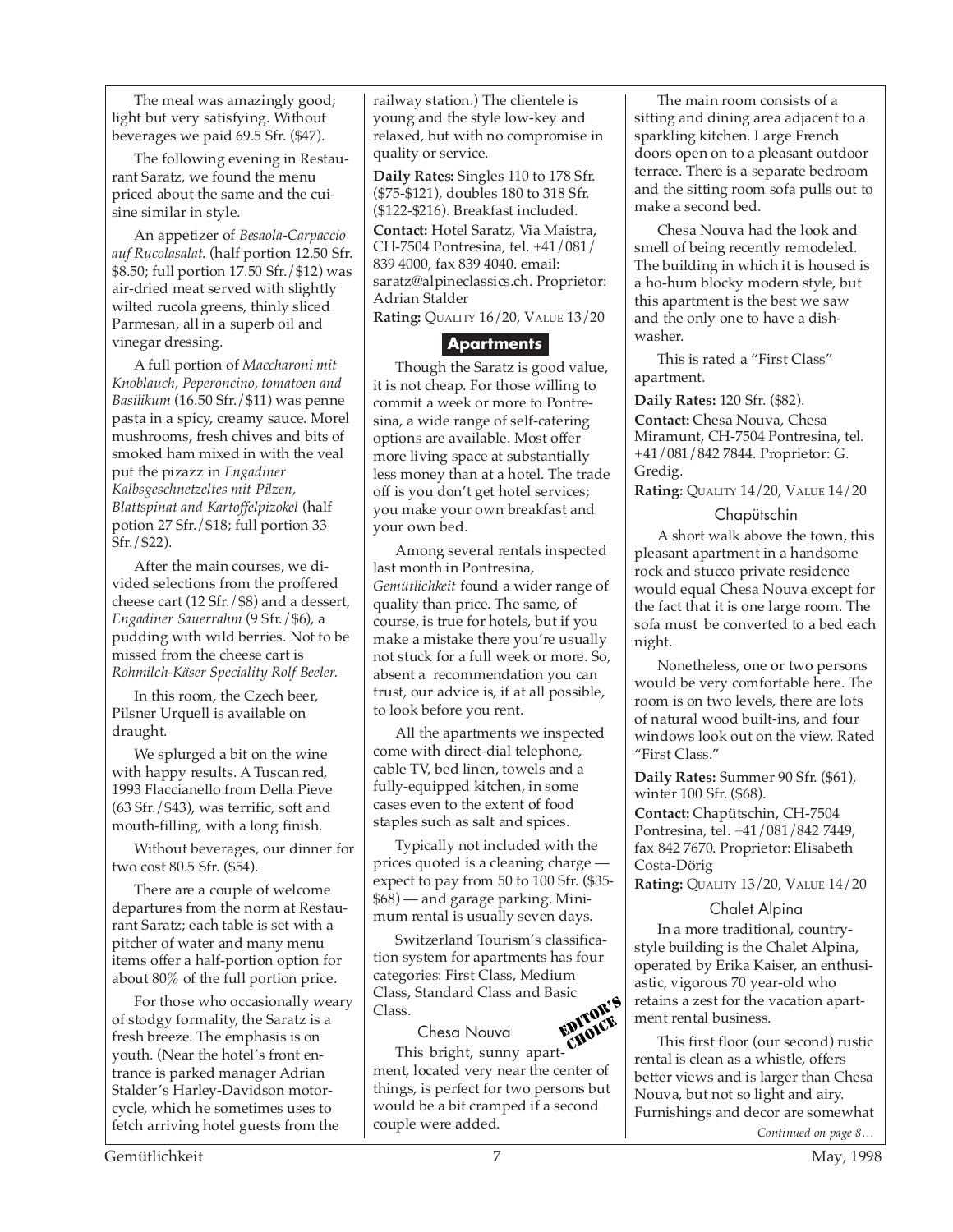The meal was amazingly good; light but very satisfying. Without beverages we paid 69.5 Sfr. ($47).

The following evening in Restaurant Saratz, we found the menu priced about the same and the cuisine similar in style.

An appetizer of *Besaola-Carpaccio auf Rucolasalat*. (half portion 12.50 Sfr. $8.50; full portion 17.50 Sfr./$12) was air-dried meat served with slightly wilted rucola greens, thinly sliced Parmesan, all in a superb oil and vinegar dressing.

A full portion of *Maccharoni mit Knoblauch, Peperoncino, tomatoen and Basilikum* (16.50 Sfr./$11) was penne pasta in a spicy, creamy sauce. Morel mushrooms, fresh chives and bits of smoked ham mixed in with the veal put the pizazz in *Engadiner Kalbsgeschnetzeltes mit Pilzen, Blattspinat and Kartoffelpizokel* (half potion 27 Sfr./$18; full portion 33 Sfr./$22).

After the main courses, we divided selections from the proffered cheese cart (12 Sfr./$8) and a dessert, *Engadiner Sauerrahm* (9 Sfr./$6), a pudding with wild berries. Not to be missed from the cheese cart is *Rohmilch-Käser Speciality Rolf Beeler.*

In this room, the Czech beer, Pilsner Urquell is available on draught.

We splurged a bit on the wine with happy results. A Tuscan red, 1993 Flaccianello from Della Pieve (63 Sfr./$43), was terrific, soft and mouth-filling, with a long finish.

Without beverages, our dinner for two cost 80.5 Sfr. ($54).

There are a couple of welcome departures from the norm at Restaurant Saratz; each table is set with a pitcher of water and many menu items offer a half-portion option for about 80% of the full portion price.

For those who occasionally weary of stodgy formality, the Saratz is a fresh breeze. The emphasis is on youth. (Near the hotel's front entrance is parked manager Adrian Stalder's Harley-Davidson motorcycle, which he sometimes uses to fetch arriving hotel guests from the railway station.) The clientele is young and the style low-key and relaxed, but with no compromise in quality or service.

**Daily Rates:** Singles 110 to 178 Sfr. ($75-$121), doubles 180 to 318 Sfr. ($122-$216). Breakfast included.

**Contact:** Hotel Saratz, Via Maistra, CH-7504 Pontresina, tel. +41/081/839 4000, fax 839 4040. email: saratz@alpineclassics.ch. Proprietor: Adrian Stalder

**Rating:** Quality 16/20, Value 13/20

## Apartments

Though the Saratz is good value, it is not cheap. For those willing to commit a week or more to Pontresina, a wide range of self-catering options are available. Most offer more living space at substantially less money than at a hotel. The trade off is you don't get hotel services; you make your own breakfast and your own bed.

Among several rentals inspected last month in Pontresina, *Gemütlichkeit* found a wider range of quality than price. The same, of course, is true for hotels, but if you make a mistake there you're usually not stuck for a full week or more. So, absent a recommendation you can trust, our advice is, if at all possible, to look before you rent.

All the apartments we inspected come with direct-dial telephone, cable TV, bed linen, towels and a fully-equipped kitchen, in some cases even to the extent of food staples such as salt and spices.

Typically not included with the prices quoted is a cleaning charge — expect to pay from 50 to 100 Sfr. ($35-$68) — and garage parking. Minimum rental is usually seven days.

Switzerland Tourism's classification system for apartments has four categories: First Class, Medium Class, Standard Class and Basic Class.

### Chesa Nouva

EDITOR'S CHOICE

This bright, sunny apartment, located very near the center of things, is perfect for two persons but would be a bit cramped if a second couple were added.

The main room consists of a sitting and dining area adjacent to a sparkling kitchen. Large French doors open on to a pleasant outdoor terrace. There is a separate bedroom and the sitting room sofa pulls out to make a second bed.

Chesa Nouva had the look and smell of being recently remodeled. The building in which it is housed is a ho-hum blocky modern style, but this apartment is the best we saw and the only one to have a dishwasher.

This is rated a "First Class" apartment.

**Daily Rates:** 120 Sfr. ($82).

**Contact:** Chesa Nouva, Chesa Miramunt, CH-7504 Pontresina, tel. +41/081/842 7844. Proprietor: G. Gredig.

**Rating:** Quality 14/20, Value 14/20

### Chapütschin

A short walk above the town, this pleasant apartment in a handsome rock and stucco private residence would equal Chesa Nouva except for the fact that it is one large room. The sofa must be converted to a bed each night.

Nonetheless, one or two persons would be very comfortable here. The room is on two levels, there are lots of natural wood built-ins, and four windows look out on the view. Rated "First Class."

**Daily Rates:** Summer 90 Sfr. ($61), winter 100 Sfr. ($68).

**Contact:** Chapütschin, CH-7504 Pontresina, tel. +41/081/842 7449, fax 842 7670. Proprietor: Elisabeth Costa-Dörig

**Rating:** Quality 13/20, Value 14/20

### Chalet Alpina

In a more traditional, country-style building is the Chalet Alpina, operated by Erika Kaiser, an enthusiastic, vigorous 70 year-old who retains a zest for the vacation apartment rental business.

This first floor (our second) rustic rental is clean as a whistle, offers better views and is larger than Chesa Nouva, but not so light and airy. Furnishings and decor are somewhat

*Continued on page 8…*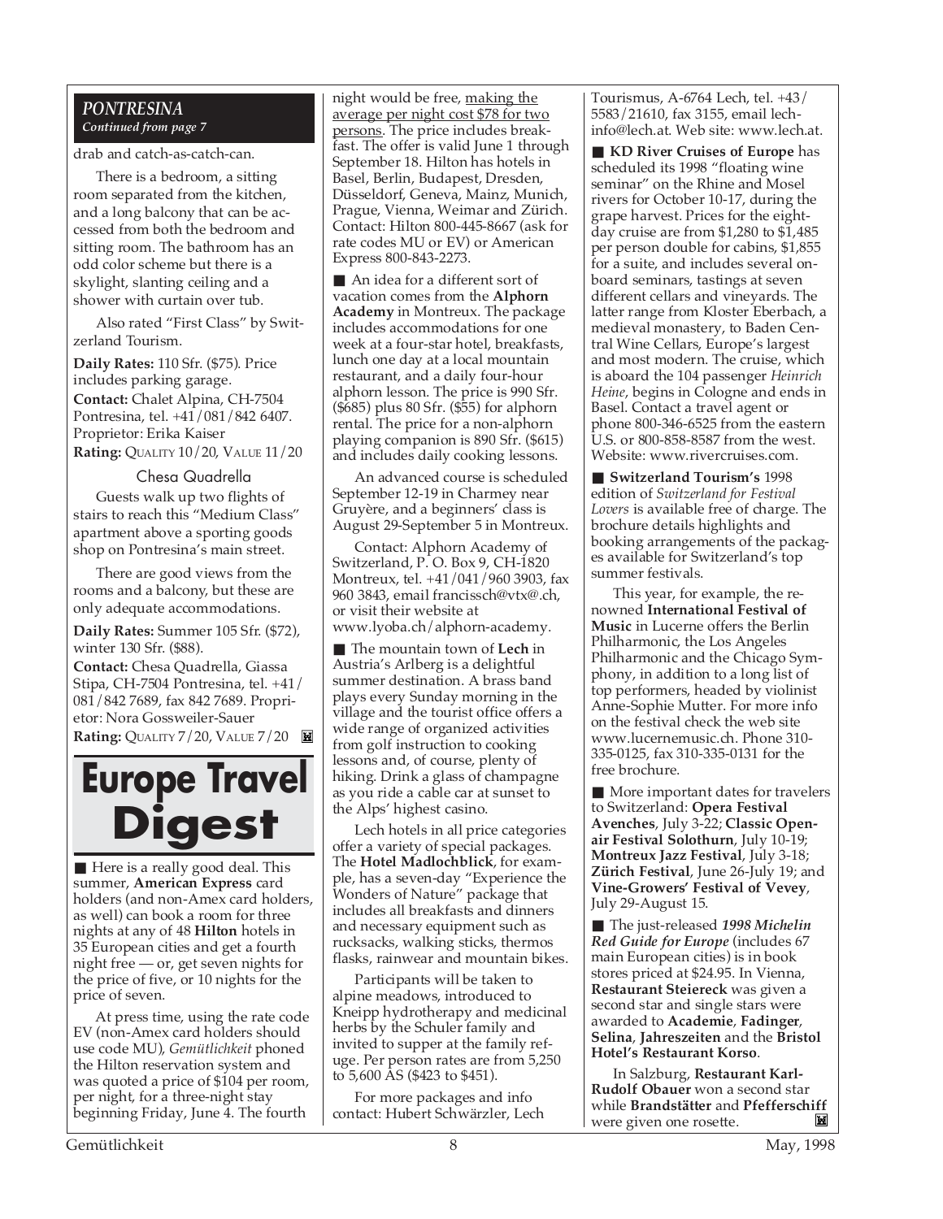## PONTRESINA
*Continued from page 7*

drab and catch-as-catch-can.

There is a bedroom, a sitting room separated from the kitchen, and a long balcony that can be accessed from both the bedroom and sitting room. The bathroom has an odd color scheme but there is a skylight, slanting ceiling and a shower with curtain over tub.

Also rated "First Class" by Switzerland Tourism.

**Daily Rates:** 110 Sfr. ($75). Price includes parking garage.

**Contact:** Chalet Alpina, CH-7504 Pontresina, tel. +41/081/842 6407. Proprietor: Erika Kaiser

**Rating:** QUALITY 10/20, VALUE 11/20

### Chesa Quadrella

Guests walk up two flights of stairs to reach this "Medium Class" apartment above a sporting goods shop on Pontresina's main street.

There are good views from the rooms and a balcony, but these are only adequate accommodations.

**Daily Rates:** Summer 105 Sfr. ($72), winter 130 Sfr. ($88).

**Contact:** Chesa Quadrella, Giassa Stipa, CH-7504 Pontresina, tel. +41/081/842 7689, fax 842 7689. Proprietor: Nora Gossweiler-Sauer

**Rating:** QUALITY 7/20, VALUE 7/20

# Europe Travel Digest

■ Here is a really good deal. This summer, **American Express** card holders (and non-Amex card holders, as well) can book a room for three nights at any of 48 **Hilton** hotels in 35 European cities and get a fourth night free — or, get seven nights for the price of five, or 10 nights for the price of seven.

At press time, using the rate code EV (non-Amex card holders should use code MU), *Gemütlichkeit* phoned the Hilton reservation system and was quoted a price of $104 per room, per night, for a three-night stay beginning Friday, June 4. The fourth night would be free, making the average per night cost $78 for two persons. The price includes breakfast. The offer is valid June 1 through September 18. Hilton has hotels in Basel, Berlin, Budapest, Dresden, Düsseldorf, Geneva, Mainz, Munich, Prague, Vienna, Weimar and Zürich. Contact: Hilton 800-445-8667 (ask for rate codes MU or EV) or American Express 800-843-2273.

■ An idea for a different sort of vacation comes from the **Alphorn Academy** in Montreux. The package includes accommodations for one week at a four-star hotel, breakfasts, lunch one day at a local mountain restaurant, and a daily four-hour alphorn lesson. The price is 990 Sfr. ($685) plus 80 Sfr. ($55) for alphorn rental. The price for a non-alphorn playing companion is 890 Sfr. ($615) and includes daily cooking lessons.

An advanced course is scheduled September 12-19 in Charmey near Gruyère, and a beginners' class is August 29-September 5 in Montreux.

Contact: Alphorn Academy of Switzerland, P. O. Box 9, CH-1820 Montreux, tel. +41/041/960 3903, fax 960 3843, email francissch@vtx@.ch, or visit their website at www.lyoba.ch/alphorn-academy.

■ The mountain town of **Lech** in Austria's Arlberg is a delightful summer destination. A brass band plays every Sunday morning in the village and the tourist office offers a wide range of organized activities from golf instruction to cooking lessons and, of course, plenty of hiking. Drink a glass of champagne as you ride a cable car at sunset to the Alps' highest casino.

Lech hotels in all price categories offer a variety of special packages. The **Hotel Madlochblick**, for example, has a seven-day "Experience the Wonders of Nature" package that includes all breakfasts and dinners and necessary equipment such as rucksacks, walking sticks, thermos flasks, rainwear and mountain bikes.

Participants will be taken to alpine meadows, introduced to Kneipp hydrotherapy and medicinal herbs by the Schuler family and invited to supper at the family refuge. Per person rates are from 5,250 to 5,600 AS ($423 to $451).

For more packages and info contact: Hubert Schwärzler, Lech Tourismus, A-6764 Lech, tel. +43/5583/21610, fax 3155, email lech-info@lech.at. Web site: www.lech.at.

■ **KD River Cruises of Europe** has scheduled its 1998 "floating wine seminar" on the Rhine and Mosel rivers for October 10-17, during the grape harvest. Prices for the eight-day cruise are from $1,280 to $1,485 per person double for cabins, $1,855 for a suite, and includes several on-board seminars, tastings at seven different cellars and vineyards. The latter range from Kloster Eberbach, a medieval monastery, to Baden Central Wine Cellars, Europe's largest and most modern. The cruise, which is aboard the 104 passenger *Heinrich Heine*, begins in Cologne and ends in Basel. Contact a travel agent or phone 800-346-6525 from the eastern U.S. or 800-858-8587 from the west. Website: www.rivercruises.com.

■ **Switzerland Tourism's** 1998 edition of *Switzerland for Festival Lovers* is available free of charge. The brochure details highlights and booking arrangements of the packages available for Switzerland's top summer festivals.

This year, for example, the renowned **International Festival of Music** in Lucerne offers the Berlin Philharmonic, the Los Angeles Philharmonic and the Chicago Symphony, in addition to a long list of top performers, headed by violinist Anne-Sophie Mutter. For more info on the festival check the web site www.lucernemusic.ch. Phone 310-335-0125, fax 310-335-0131 for the free brochure.

■ More important dates for travelers to Switzerland: **Opera Festival Avenches**, July 3-22; **Classic Open-air Festival Solothurn**, July 10-19; **Montreux Jazz Festival**, July 3-18; **Zürich Festival**, June 26-July 19; and **Vine-Growers' Festival of Vevey**, July 29-August 15.

■ The just-released ***1998 Michelin Red Guide for Europe*** (includes 67 main European cities) is in book stores priced at $24.95. In Vienna, **Restaurant Steiereck** was given a second star and single stars were awarded to **Academie**, **Fadinger**, **Selina**, **Jahreszeiten** and the **Bristol Hotel's Restaurant Korso**.

In Salzburg, **Restaurant Karl-Rudolf Obauer** won a second star while **Brandstätter** and **Pfefferschiff** were given one rosette.